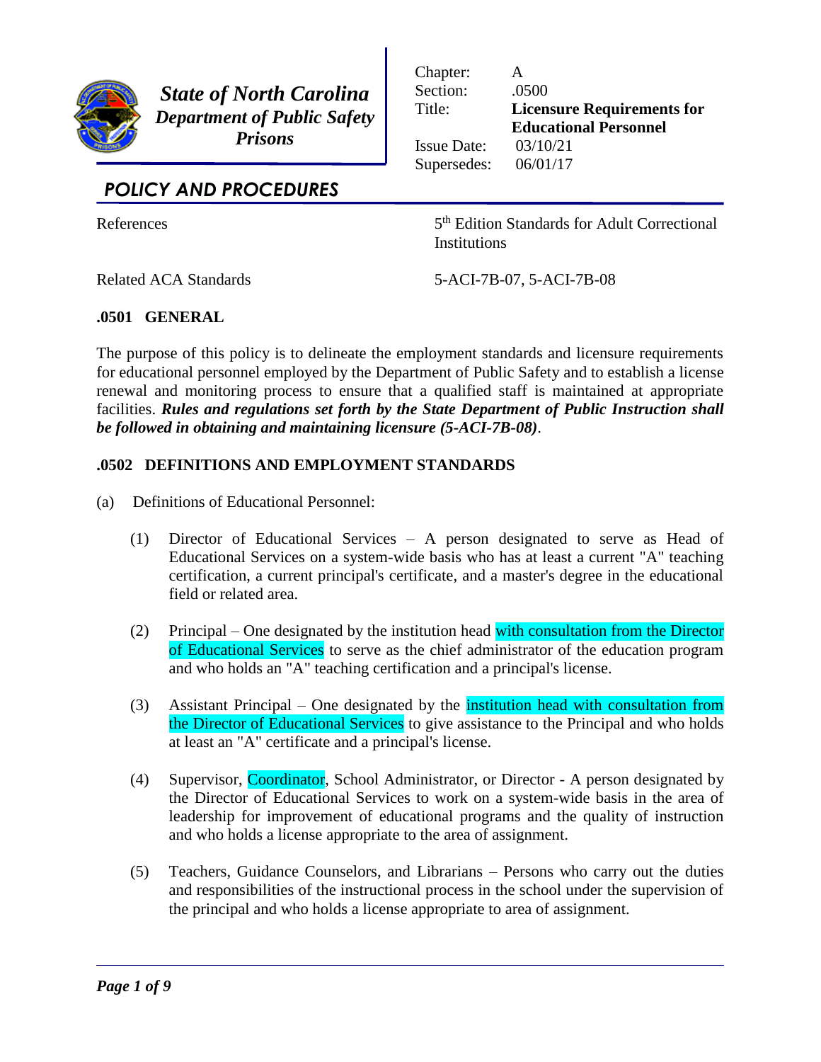**State of North Carolina**
**Department of Public Safety**
**Prisons**

| | |
|---|---|
| Chapter: | A |
| Section: | .0500 |
| Title: | **Licensure Requirements for Educational Personnel** |
| Issue Date: | 03/10/21 |
| Supersedes: | 06/01/17 |

## POLICY AND PROCEDURES

| | |
|---|---|
| References | 5th Edition Standards for Adult Correctional Institutions |
| Related ACA Standards | 5-ACI-7B-07, 5-ACI-7B-08 |

### .0501 GENERAL

The purpose of this policy is to delineate the employment standards and licensure requirements for educational personnel employed by the Department of Public Safety and to establish a license renewal and monitoring process to ensure that a qualified staff is maintained at appropriate facilities. ***Rules and regulations set forth by the State Department of Public Instruction shall be followed in obtaining and maintaining licensure (5-ACI-7B-08)***.

### .0502 DEFINITIONS AND EMPLOYMENT STANDARDS

(a) Definitions of Educational Personnel:

(1) Director of Educational Services – A person designated to serve as Head of Educational Services on a system-wide basis who has at least a current "A" teaching certification, a current principal's certificate, and a master's degree in the educational field or related area.

(2) Principal – One designated by the institution head with consultation from the Director of Educational Services to serve as the chief administrator of the education program and who holds an "A" teaching certification and a principal's license.

(3) Assistant Principal – One designated by the institution head with consultation from the Director of Educational Services to give assistance to the Principal and who holds at least an "A" certificate and a principal's license.

(4) Supervisor, Coordinator, School Administrator, or Director - A person designated by the Director of Educational Services to work on a system-wide basis in the area of leadership for improvement of educational programs and the quality of instruction and who holds a license appropriate to the area of assignment.

(5) Teachers, Guidance Counselors, and Librarians – Persons who carry out the duties and responsibilities of the instructional process in the school under the supervision of the principal and who holds a license appropriate to area of assignment.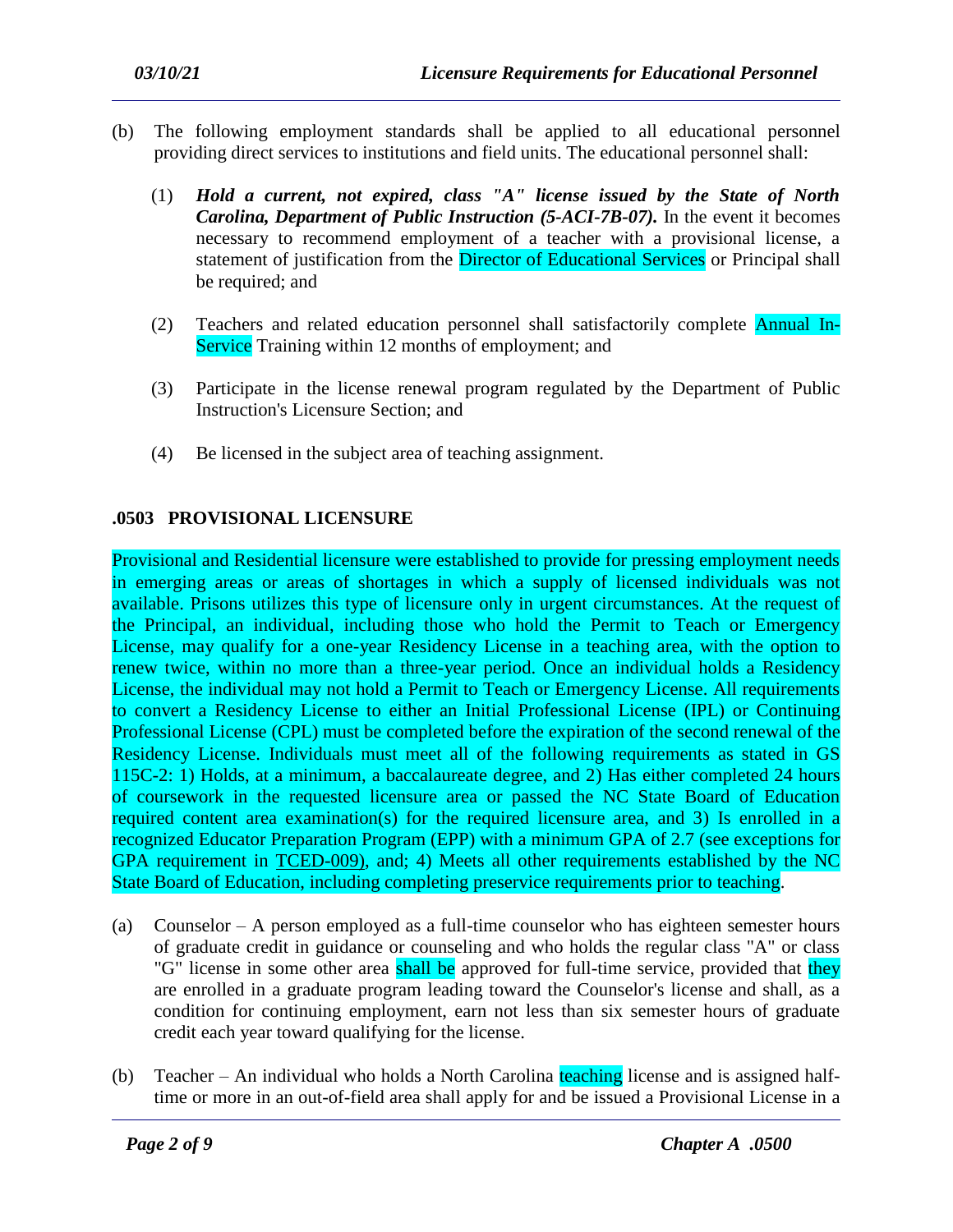(b) The following employment standards shall be applied to all educational personnel providing direct services to institutions and field units. The educational personnel shall:

(1) ***Hold a current, not expired, class "A" license issued by the State of North Carolina, Department of Public Instruction (5-ACI-7B-07).*** In the event it becomes necessary to recommend employment of a teacher with a provisional license, a statement of justification from the Director of Educational Services or Principal shall be required; and

(2) Teachers and related education personnel shall satisfactorily complete Annual In-Service Training within 12 months of employment; and

(3) Participate in the license renewal program regulated by the Department of Public Instruction's Licensure Section; and

(4) Be licensed in the subject area of teaching assignment.

## .0503 PROVISIONAL LICENSURE

Provisional and Residential licensure were established to provide for pressing employment needs in emerging areas or areas of shortages in which a supply of licensed individuals was not available. Prisons utilizes this type of licensure only in urgent circumstances. At the request of the Principal, an individual, including those who hold the Permit to Teach or Emergency License, may qualify for a one-year Residency License in a teaching area, with the option to renew twice, within no more than a three-year period. Once an individual holds a Residency License, the individual may not hold a Permit to Teach or Emergency License. All requirements to convert a Residency License to either an Initial Professional License (IPL) or Continuing Professional License (CPL) must be completed before the expiration of the second renewal of the Residency License. Individuals must meet all of the following requirements as stated in GS 115C-2: 1) Holds, at a minimum, a baccalaureate degree, and 2) Has either completed 24 hours of coursework in the requested licensure area or passed the NC State Board of Education required content area examination(s) for the required licensure area, and 3) Is enrolled in a recognized Educator Preparation Program (EPP) with a minimum GPA of 2.7 (see exceptions for GPA requirement in TCED-009), and; 4) Meets all other requirements established by the NC State Board of Education, including completing preservice requirements prior to teaching.

(a) Counselor – A person employed as a full-time counselor who has eighteen semester hours of graduate credit in guidance or counseling and who holds the regular class "A" or class "G" license in some other area shall be approved for full-time service, provided that they are enrolled in a graduate program leading toward the Counselor's license and shall, as a condition for continuing employment, earn not less than six semester hours of graduate credit each year toward qualifying for the license.

(b) Teacher – An individual who holds a North Carolina teaching license and is assigned half-time or more in an out-of-field area shall apply for and be issued a Provisional License in a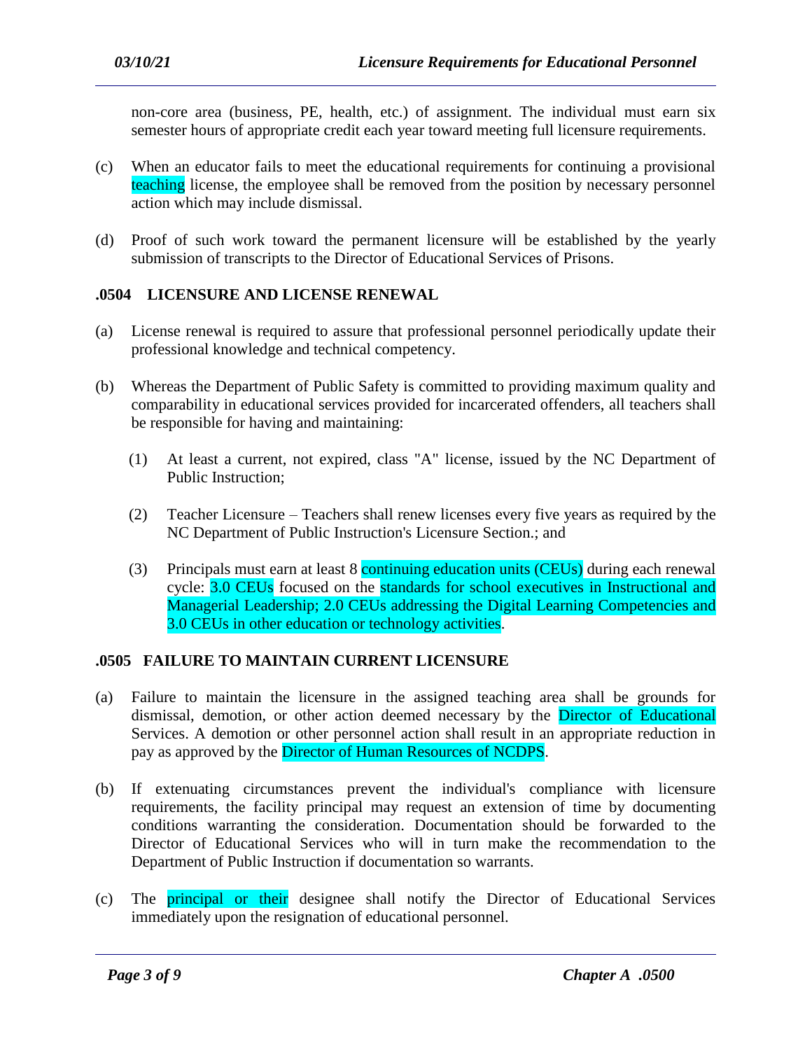non-core area (business, PE, health, etc.) of assignment. The individual must earn six semester hours of appropriate credit each year toward meeting full licensure requirements.

(c) When an educator fails to meet the educational requirements for continuing a provisional teaching license, the employee shall be removed from the position by necessary personnel action which may include dismissal.

(d) Proof of such work toward the permanent licensure will be established by the yearly submission of transcripts to the Director of Educational Services of Prisons.

### .0504 LICENSURE AND LICENSE RENEWAL

(a) License renewal is required to assure that professional personnel periodically update their professional knowledge and technical competency.

(b) Whereas the Department of Public Safety is committed to providing maximum quality and comparability in educational services provided for incarcerated offenders, all teachers shall be responsible for having and maintaining:

(1) At least a current, not expired, class "A" license, issued by the NC Department of Public Instruction;

(2) Teacher Licensure – Teachers shall renew licenses every five years as required by the NC Department of Public Instruction's Licensure Section.; and

(3) Principals must earn at least 8 continuing education units (CEUs) during each renewal cycle: 3.0 CEUs focused on the standards for school executives in Instructional and Managerial Leadership; 2.0 CEUs addressing the Digital Learning Competencies and 3.0 CEUs in other education or technology activities.

### .0505 FAILURE TO MAINTAIN CURRENT LICENSURE

(a) Failure to maintain the licensure in the assigned teaching area shall be grounds for dismissal, demotion, or other action deemed necessary by the Director of Educational Services. A demotion or other personnel action shall result in an appropriate reduction in pay as approved by the Director of Human Resources of NCDPS.

(b) If extenuating circumstances prevent the individual's compliance with licensure requirements, the facility principal may request an extension of time by documenting conditions warranting the consideration. Documentation should be forwarded to the Director of Educational Services who will in turn make the recommendation to the Department of Public Instruction if documentation so warrants.

(c) The principal or their designee shall notify the Director of Educational Services immediately upon the resignation of educational personnel.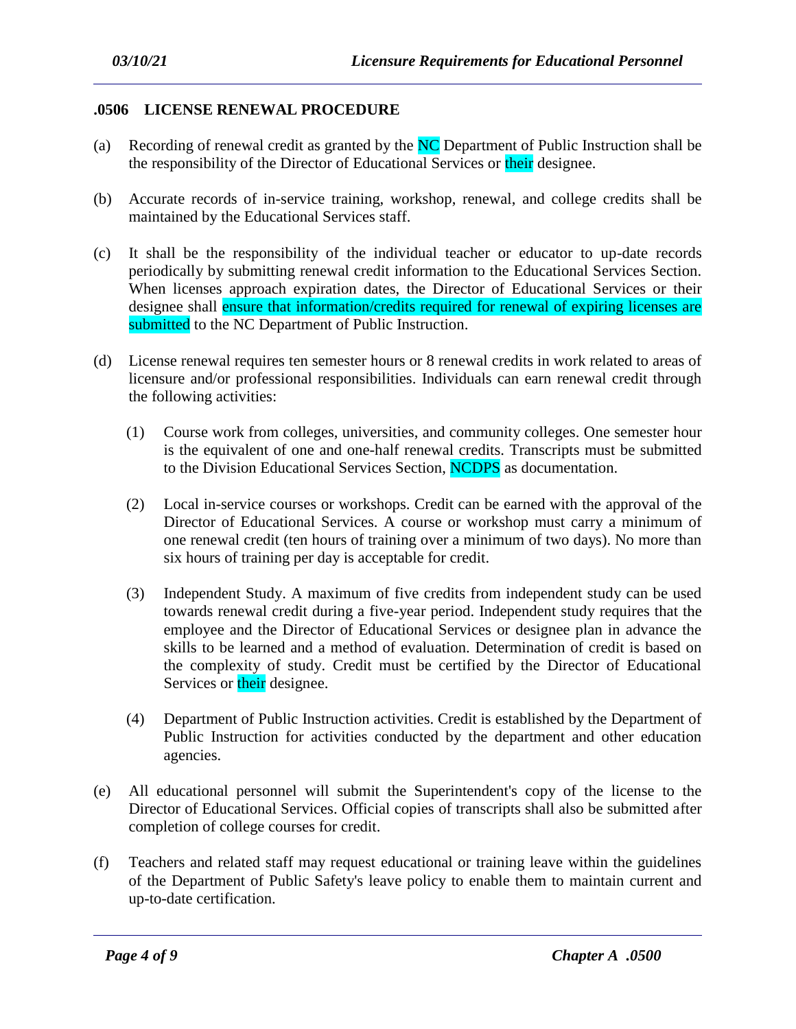### .0506 LICENSE RENEWAL PROCEDURE

(a) Recording of renewal credit as granted by the NC Department of Public Instruction shall be the responsibility of the Director of Educational Services or their designee.

(b) Accurate records of in-service training, workshop, renewal, and college credits shall be maintained by the Educational Services staff.

(c) It shall be the responsibility of the individual teacher or educator to up-date records periodically by submitting renewal credit information to the Educational Services Section. When licenses approach expiration dates, the Director of Educational Services or their designee shall ensure that information/credits required for renewal of expiring licenses are submitted to the NC Department of Public Instruction.

(d) License renewal requires ten semester hours or 8 renewal credits in work related to areas of licensure and/or professional responsibilities. Individuals can earn renewal credit through the following activities:

(1) Course work from colleges, universities, and community colleges. One semester hour is the equivalent of one and one-half renewal credits. Transcripts must be submitted to the Division Educational Services Section, NCDPS as documentation.

(2) Local in-service courses or workshops. Credit can be earned with the approval of the Director of Educational Services. A course or workshop must carry a minimum of one renewal credit (ten hours of training over a minimum of two days). No more than six hours of training per day is acceptable for credit.

(3) Independent Study. A maximum of five credits from independent study can be used towards renewal credit during a five-year period. Independent study requires that the employee and the Director of Educational Services or designee plan in advance the skills to be learned and a method of evaluation. Determination of credit is based on the complexity of study. Credit must be certified by the Director of Educational Services or their designee.

(4) Department of Public Instruction activities. Credit is established by the Department of Public Instruction for activities conducted by the department and other education agencies.

(e) All educational personnel will submit the Superintendent's copy of the license to the Director of Educational Services. Official copies of transcripts shall also be submitted after completion of college courses for credit.

(f) Teachers and related staff may request educational or training leave within the guidelines of the Department of Public Safety's leave policy to enable them to maintain current and up-to-date certification.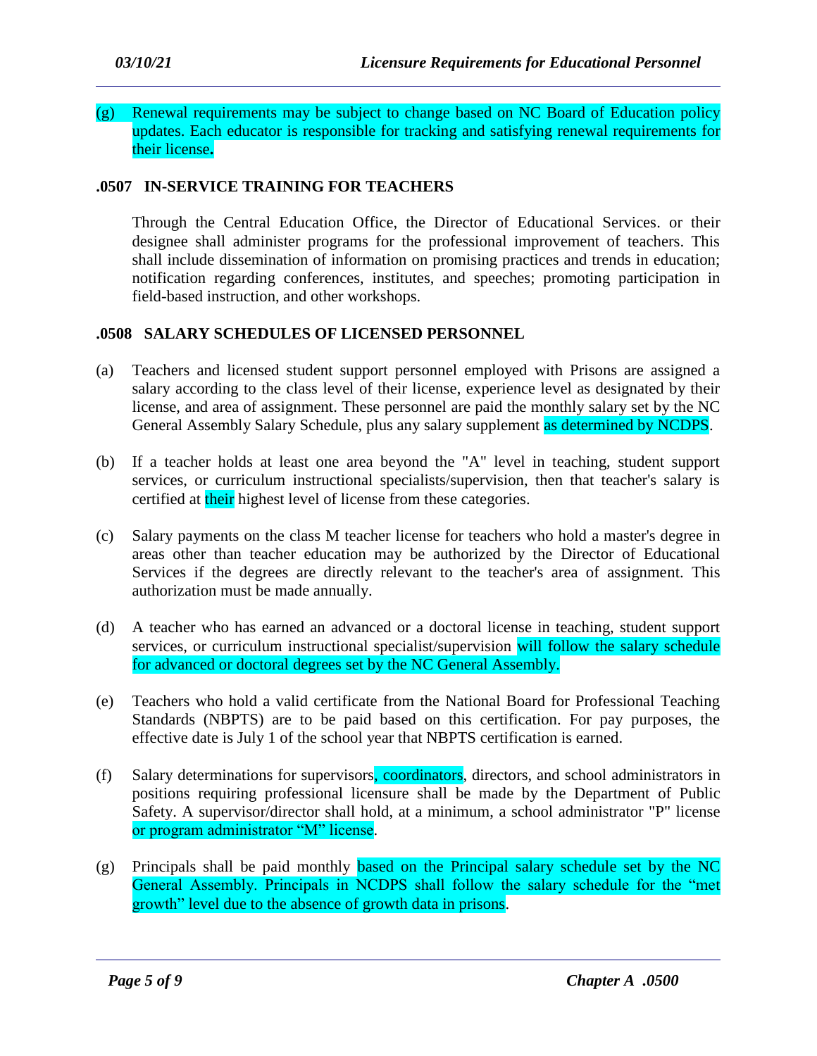(g) Renewal requirements may be subject to change based on NC Board of Education policy updates. Each educator is responsible for tracking and satisfying renewal requirements for their license**.**

### .0507 IN-SERVICE TRAINING FOR TEACHERS

Through the Central Education Office, the Director of Educational Services. or their designee shall administer programs for the professional improvement of teachers. This shall include dissemination of information on promising practices and trends in education; notification regarding conferences, institutes, and speeches; promoting participation in field-based instruction, and other workshops.

### .0508 SALARY SCHEDULES OF LICENSED PERSONNEL

(a) Teachers and licensed student support personnel employed with Prisons are assigned a salary according to the class level of their license, experience level as designated by their license, and area of assignment. These personnel are paid the monthly salary set by the NC General Assembly Salary Schedule, plus any salary supplement as determined by NCDPS.

(b) If a teacher holds at least one area beyond the "A" level in teaching, student support services, or curriculum instructional specialists/supervision, then that teacher's salary is certified at their highest level of license from these categories.

(c) Salary payments on the class M teacher license for teachers who hold a master's degree in areas other than teacher education may be authorized by the Director of Educational Services if the degrees are directly relevant to the teacher's area of assignment. This authorization must be made annually.

(d) A teacher who has earned an advanced or a doctoral license in teaching, student support services, or curriculum instructional specialist/supervision will follow the salary schedule for advanced or doctoral degrees set by the NC General Assembly.

(e) Teachers who hold a valid certificate from the National Board for Professional Teaching Standards (NBPTS) are to be paid based on this certification. For pay purposes, the effective date is July 1 of the school year that NBPTS certification is earned.

(f) Salary determinations for supervisors, coordinators, directors, and school administrators in positions requiring professional licensure shall be made by the Department of Public Safety. A supervisor/director shall hold, at a minimum, a school administrator "P" license or program administrator "M" license.

(g) Principals shall be paid monthly based on the Principal salary schedule set by the NC General Assembly. Principals in NCDPS shall follow the salary schedule for the "met growth" level due to the absence of growth data in prisons.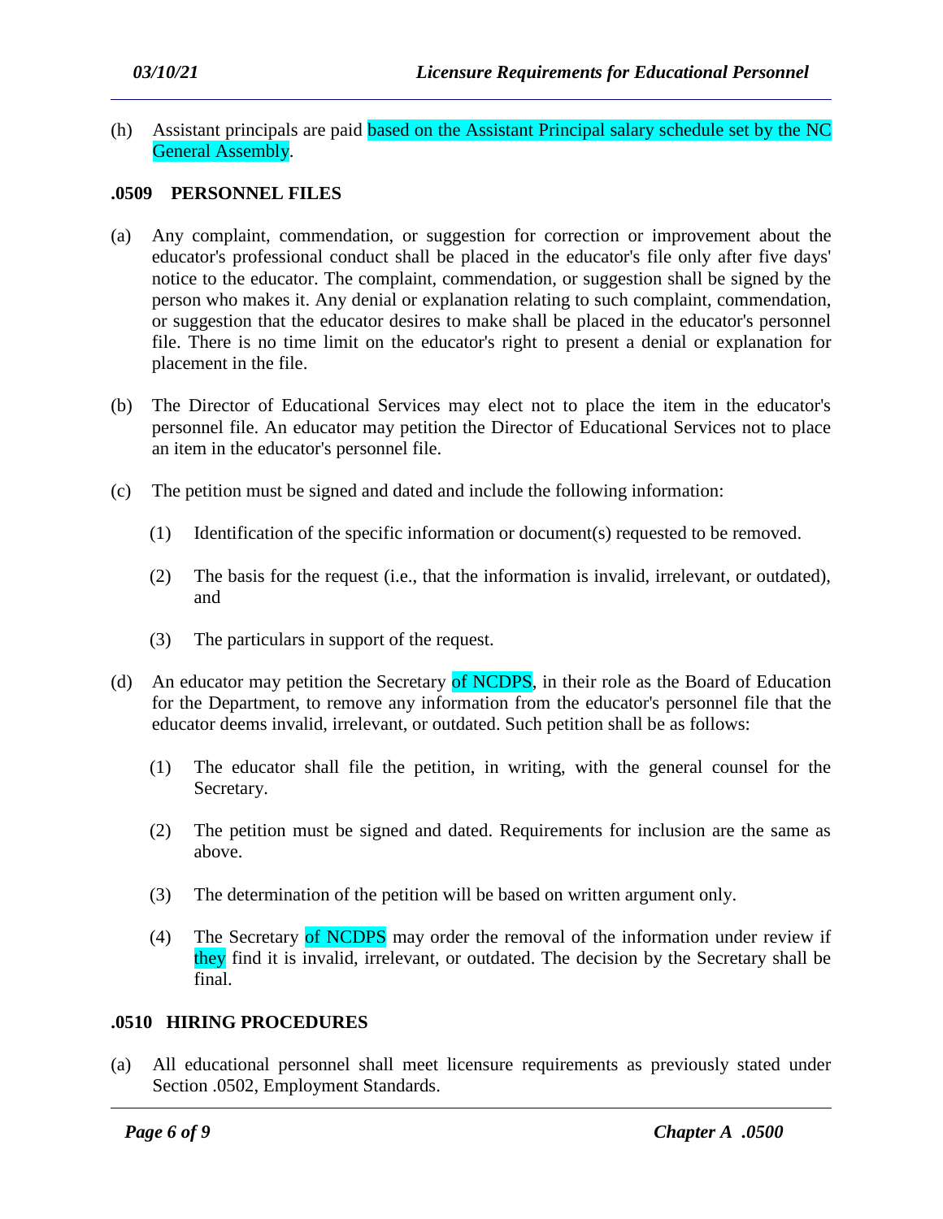(h) Assistant principals are paid based on the Assistant Principal salary schedule set by the NC General Assembly.

### .0509 PERSONNEL FILES

(a) Any complaint, commendation, or suggestion for correction or improvement about the educator's professional conduct shall be placed in the educator's file only after five days' notice to the educator. The complaint, commendation, or suggestion shall be signed by the person who makes it. Any denial or explanation relating to such complaint, commendation, or suggestion that the educator desires to make shall be placed in the educator's personnel file. There is no time limit on the educator's right to present a denial or explanation for placement in the file.

(b) The Director of Educational Services may elect not to place the item in the educator's personnel file. An educator may petition the Director of Educational Services not to place an item in the educator's personnel file.

(c) The petition must be signed and dated and include the following information:

  (1) Identification of the specific information or document(s) requested to be removed.

  (2) The basis for the request (i.e., that the information is invalid, irrelevant, or outdated), and

  (3) The particulars in support of the request.

(d) An educator may petition the Secretary of NCDPS, in their role as the Board of Education for the Department, to remove any information from the educator's personnel file that the educator deems invalid, irrelevant, or outdated. Such petition shall be as follows:

  (1) The educator shall file the petition, in writing, with the general counsel for the Secretary.

  (2) The petition must be signed and dated. Requirements for inclusion are the same as above.

  (3) The determination of the petition will be based on written argument only.

  (4) The Secretary of NCDPS may order the removal of the information under review if they find it is invalid, irrelevant, or outdated. The decision by the Secretary shall be final.

### .0510 HIRING PROCEDURES

(a) All educational personnel shall meet licensure requirements as previously stated under Section .0502, Employment Standards.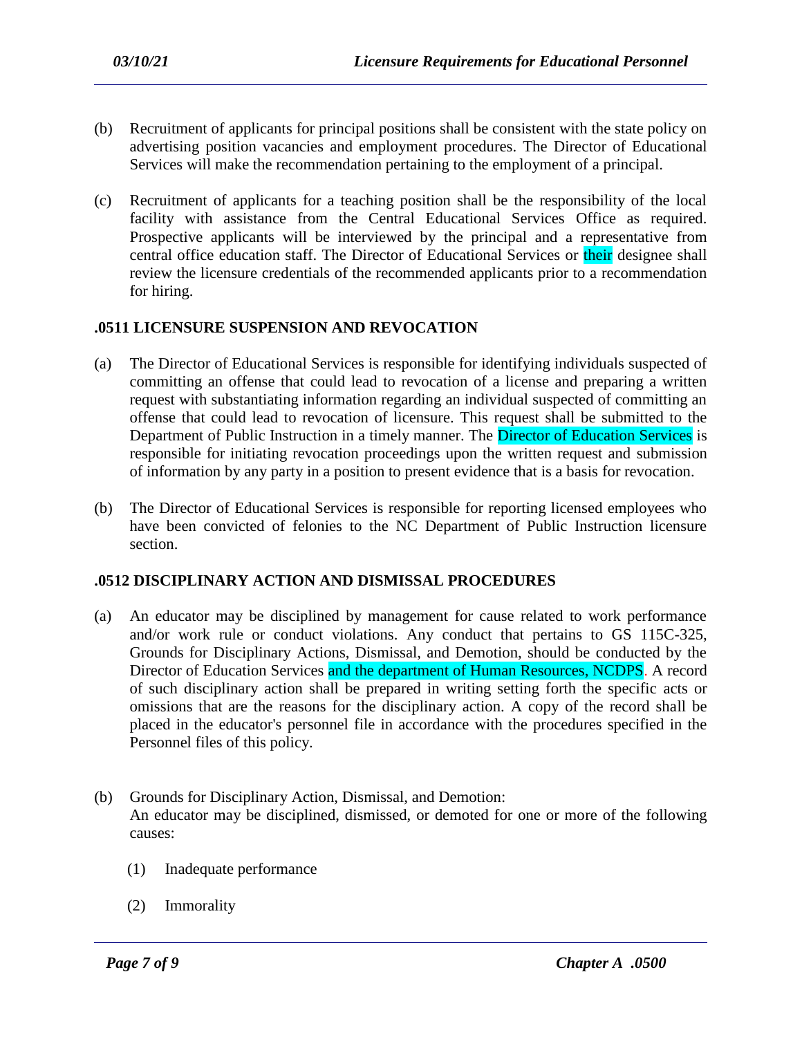(b) Recruitment of applicants for principal positions shall be consistent with the state policy on advertising position vacancies and employment procedures. The Director of Educational Services will make the recommendation pertaining to the employment of a principal.

(c) Recruitment of applicants for a teaching position shall be the responsibility of the local facility with assistance from the Central Educational Services Office as required. Prospective applicants will be interviewed by the principal and a representative from central office education staff. The Director of Educational Services or their designee shall review the licensure credentials of the recommended applicants prior to a recommendation for hiring.

### .0511 LICENSURE SUSPENSION AND REVOCATION

(a) The Director of Educational Services is responsible for identifying individuals suspected of committing an offense that could lead to revocation of a license and preparing a written request with substantiating information regarding an individual suspected of committing an offense that could lead to revocation of licensure. This request shall be submitted to the Department of Public Instruction in a timely manner. The Director of Education Services is responsible for initiating revocation proceedings upon the written request and submission of information by any party in a position to present evidence that is a basis for revocation.

(b) The Director of Educational Services is responsible for reporting licensed employees who have been convicted of felonies to the NC Department of Public Instruction licensure section.

### .0512 DISCIPLINARY ACTION AND DISMISSAL PROCEDURES

(a) An educator may be disciplined by management for cause related to work performance and/or work rule or conduct violations. Any conduct that pertains to GS 115C-325, Grounds for Disciplinary Actions, Dismissal, and Demotion, should be conducted by the Director of Education Services and the department of Human Resources, NCDPS. A record of such disciplinary action shall be prepared in writing setting forth the specific acts or omissions that are the reasons for the disciplinary action. A copy of the record shall be placed in the educator's personnel file in accordance with the procedures specified in the Personnel files of this policy.

(b) Grounds for Disciplinary Action, Dismissal, and Demotion:
An educator may be disciplined, dismissed, or demoted for one or more of the following causes:

(1) Inadequate performance

(2) Immorality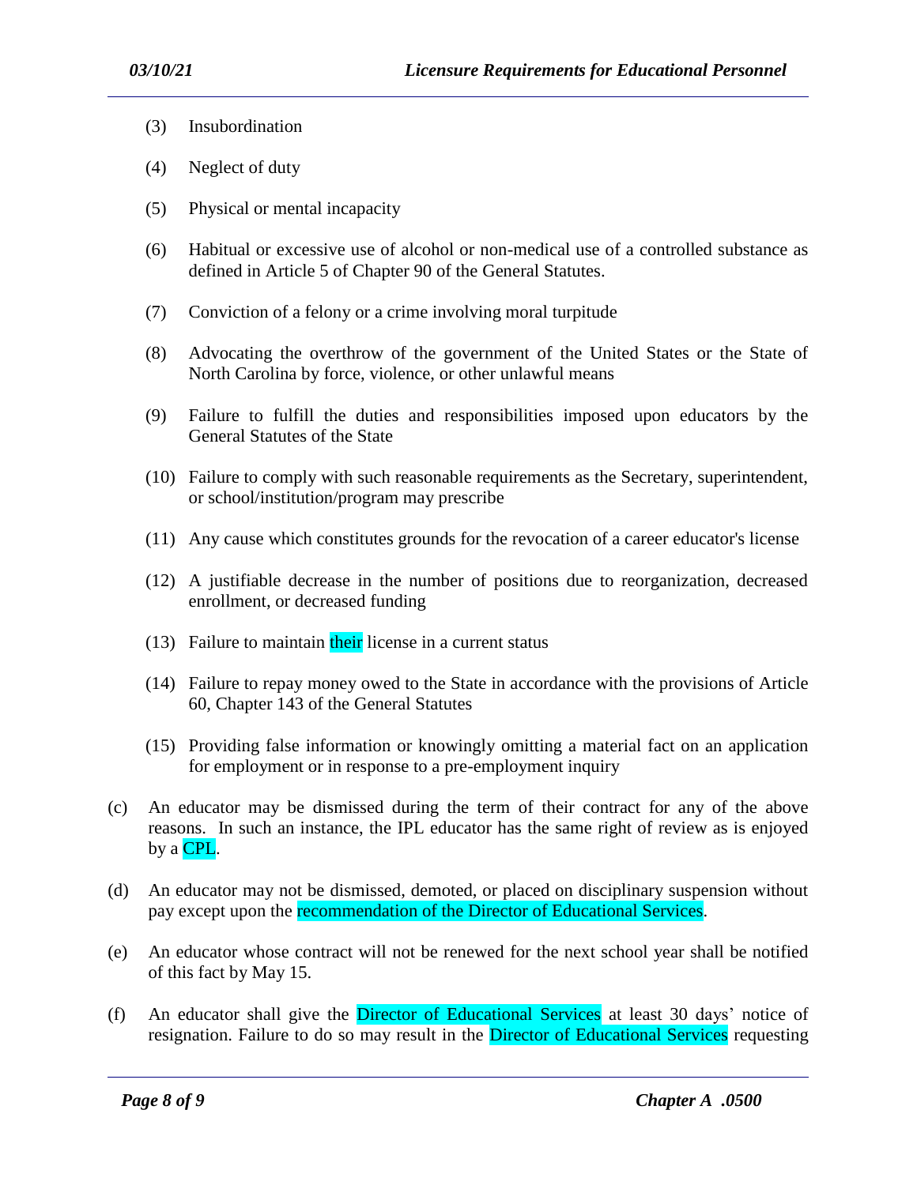(3) Insubordination

(4) Neglect of duty

(5) Physical or mental incapacity

(6) Habitual or excessive use of alcohol or non-medical use of a controlled substance as defined in Article 5 of Chapter 90 of the General Statutes.

(7) Conviction of a felony or a crime involving moral turpitude

(8) Advocating the overthrow of the government of the United States or the State of North Carolina by force, violence, or other unlawful means

(9) Failure to fulfill the duties and responsibilities imposed upon educators by the General Statutes of the State

(10) Failure to comply with such reasonable requirements as the Secretary, superintendent, or school/institution/program may prescribe

(11) Any cause which constitutes grounds for the revocation of a career educator's license

(12) A justifiable decrease in the number of positions due to reorganization, decreased enrollment, or decreased funding

(13) Failure to maintain their license in a current status

(14) Failure to repay money owed to the State in accordance with the provisions of Article 60, Chapter 143 of the General Statutes

(15) Providing false information or knowingly omitting a material fact on an application for employment or in response to a pre-employment inquiry

(c) An educator may be dismissed during the term of their contract for any of the above reasons. In such an instance, the IPL educator has the same right of review as is enjoyed by a CPL.

(d) An educator may not be dismissed, demoted, or placed on disciplinary suspension without pay except upon the recommendation of the Director of Educational Services.

(e) An educator whose contract will not be renewed for the next school year shall be notified of this fact by May 15.

(f) An educator shall give the Director of Educational Services at least 30 days' notice of resignation. Failure to do so may result in the Director of Educational Services requesting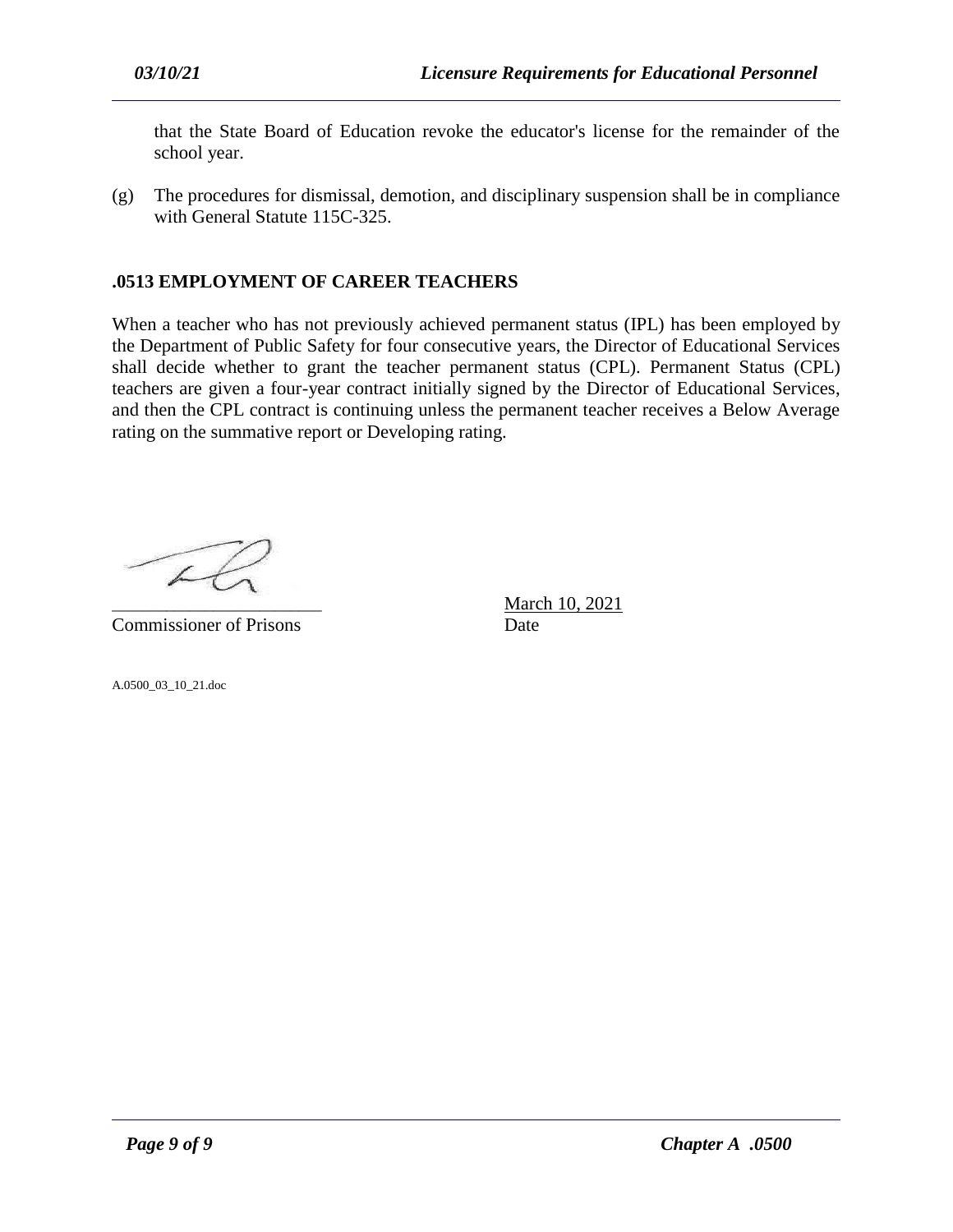that the State Board of Education revoke the educator's license for the remainder of the school year.

(g) The procedures for dismissal, demotion, and disciplinary suspension shall be in compliance with General Statute 115C-325.

### .0513 EMPLOYMENT OF CAREER TEACHERS

When a teacher who has not previously achieved permanent status (IPL) has been employed by the Department of Public Safety for four consecutive years, the Director of Educational Services shall decide whether to grant the teacher permanent status (CPL). Permanent Status (CPL) teachers are given a four-year contract initially signed by the Director of Educational Services, and then the CPL contract is continuing unless the permanent teacher receives a Below Average rating on the summative report or Developing rating.

\_\_\_\_\_\_\_\_\_\_\_\_\_\_\_\_\_\_\_\_\_\_\_\_ March 10, 2021

Commissioner of Prisons Date

A.0500_03_10_21.doc